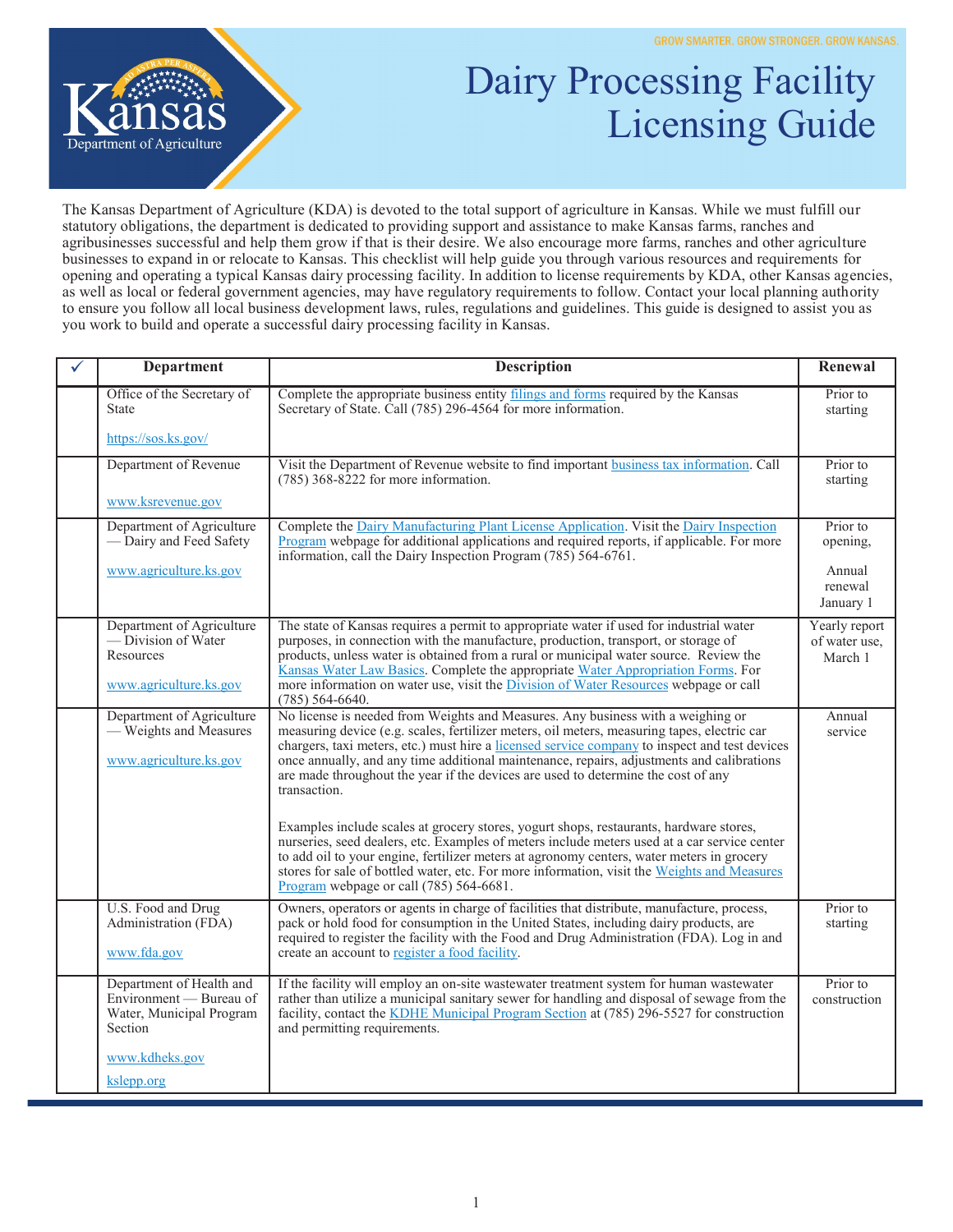GROW SMARTER. GROW STRONGER. GROW KANSAS.

# Dairy Processing Facility Licensing Guide

The Kansas Department of Agriculture (KDA) is devoted to the total support of agriculture in Kansas. While we must fulfill our statutory obligations, the department is dedicated to providing support and assistance to make Kansas farms, ranches and agribusinesses successful and help them grow if that is their desire. We also encourage more farms, ranches and other agriculture businesses to expand in or relocate to Kansas. This checklist will help guide you through various resources and requirements for opening and operating a typical Kansas dairy processing facility. In addition to license requirements by KDA, other Kansas agencies, as well as local or federal government agencies, may have regulatory requirements to follow. Contact your local planning authority to ensure you follow all local business development laws, rules, regulations and guidelines. This guide is designed to assist you as you work to build and operate a successful dairy processing facility in Kansas.

| ✓ | Department | Description | Renewal |
|---|---|---|---|
| | Office of the Secretary of State<br><br>https://sos.ks.gov/ | Complete the appropriate business entity filings and forms required by the Kansas Secretary of State. Call (785) 296-4564 for more information. | Prior to starting |
| | Department of Revenue<br><br>www.ksrevenue.gov | Visit the Department of Revenue website to find important business tax information. Call (785) 368-8222 for more information. | Prior to starting |
| | Department of Agriculture — Dairy and Feed Safety<br><br>www.agriculture.ks.gov | Complete the Dairy Manufacturing Plant License Application. Visit the Dairy Inspection Program webpage for additional applications and required reports, if applicable. For more information, call the Dairy Inspection Program (785) 564-6761. | Prior to opening,<br><br>Annual renewal January 1 |
| | Department of Agriculture — Division of Water Resources<br><br>www.agriculture.ks.gov | The state of Kansas requires a permit to appropriate water if used for industrial water purposes, in connection with the manufacture, production, transport, or storage of products, unless water is obtained from a rural or municipal water source. Review the Kansas Water Law Basics. Complete the appropriate Water Appropriation Forms. For more information on water use, visit the Division of Water Resources webpage or call (785) 564-6640. | Yearly report of water use, March 1 |
| | Department of Agriculture — Weights and Measures<br><br>www.agriculture.ks.gov | No license is needed from Weights and Measures. Any business with a weighing or measuring device (e.g. scales, fertilizer meters, oil meters, measuring tapes, electric car chargers, taxi meters, etc.) must hire a licensed service company to inspect and test devices once annually, and any time additional maintenance, repairs, adjustments and calibrations are made throughout the year if the devices are used to determine the cost of any transaction.<br><br>Examples include scales at grocery stores, yogurt shops, restaurants, hardware stores, nurseries, seed dealers, etc. Examples of meters include meters used at a car service center to add oil to your engine, fertilizer meters at agronomy centers, water meters in grocery stores for sale of bottled water, etc. For more information, visit the Weights and Measures Program webpage or call (785) 564-6681. | Annual service |
| | U.S. Food and Drug Administration (FDA)<br><br>www.fda.gov | Owners, operators or agents in charge of facilities that distribute, manufacture, process, pack or hold food for consumption in the United States, including dairy products, are required to register the facility with the Food and Drug Administration (FDA). Log in and create an account to register a food facility. | Prior to starting |
| | Department of Health and Environment — Bureau of Water, Municipal Program Section<br><br>www.kdheks.gov<br><br>kslepp.org | If the facility will employ an on-site wastewater treatment system for human wastewater rather than utilize a municipal sanitary sewer for handling and disposal of sewage from the facility, contact the KDHE Municipal Program Section at (785) 296-5527 for construction and permitting requirements. | Prior to construction |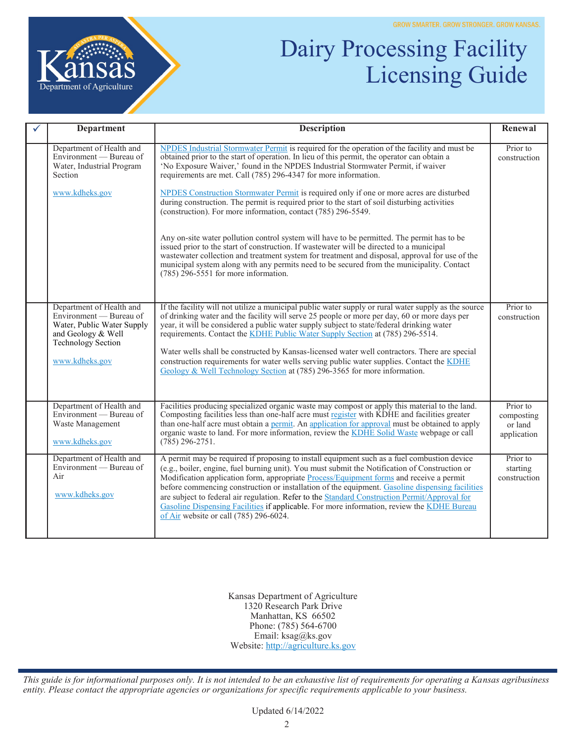# Dairy Processing Facility Licensing Guide

GROW SMARTER. GROW STRONGER. GROW KANSAS.

| ✓ | Department | Description | Renewal |
|---|---|---|---|
| | Department of Health and Environment — Bureau of Water, Industrial Program Section<br><br>www.kdheks.gov | NPDES Industrial Stormwater Permit is required for the operation of the facility and must be obtained prior to the start of operation. In lieu of this permit, the operator can obtain a 'No Exposure Waiver,' found in the NPDES Industrial Stormwater Permit, if waiver requirements are met. Call (785) 296-4347 for more information.<br><br>NPDES Construction Stormwater Permit is required only if one or more acres are disturbed during construction. The permit is required prior to the start of soil disturbing activities (construction). For more information, contact (785) 296-5549.<br><br>Any on-site water pollution control system will have to be permitted. The permit has to be issued prior to the start of construction. If wastewater will be directed to a municipal wastewater collection and treatment system for treatment and disposal, approval for use of the municipal system along with any permits need to be secured from the municipality. Contact (785) 296-5551 for more information. | Prior to construction |
| | Department of Health and Environment — Bureau of Water, Public Water Supply and Geology & Well Technology Section<br><br>www.kdheks.gov | If the facility will not utilize a municipal public water supply or rural water supply as the source of drinking water and the facility will serve 25 people or more per day, 60 or more days per year, it will be considered a public water supply subject to state/federal drinking water requirements. Contact the KDHE Public Water Supply Section at (785) 296-5514.<br><br>Water wells shall be constructed by Kansas-licensed water well contractors. There are special construction requirements for water wells serving public water supplies. Contact the KDHE Geology & Well Technology Section at (785) 296-3565 for more information. | Prior to construction |
| | Department of Health and Environment — Bureau of Waste Management<br><br>www.kdheks.gov | Facilities producing specialized organic waste may compost or apply this material to the land. Composting facilities less than one-half acre must register with KDHE and facilities greater than one-half acre must obtain a permit. An application for approval must be obtained to apply organic waste to land. For more information, review the KDHE Solid Waste webpage or call (785) 296-2751. | Prior to composting or land application |
| | Department of Health and Environment — Bureau of Air<br><br>www.kdheks.gov | A permit may be required if proposing to install equipment such as a fuel combustion device (e.g., boiler, engine, fuel burning unit). You must submit the Notification of Construction or Modification application form, appropriate Process/Equipment forms and receive a permit before commencing construction or installation of the equipment. Gasoline dispensing facilities are subject to federal air regulation. Refer to the Standard Construction Permit/Approval for Gasoline Dispensing Facilities if applicable. For more information, review the KDHE Bureau of Air website or call (785) 296-6024. | Prior to starting construction |

Kansas Department of Agriculture
1320 Research Park Drive
Manhattan, KS 66502
Phone: (785) 564-6700
Email: ksag@ks.gov
Website: http://agriculture.ks.gov

*This guide is for informational purposes only. It is not intended to be an exhaustive list of requirements for operating a Kansas agribusiness entity. Please contact the appropriate agencies or organizations for specific requirements applicable to your business.*

Updated 6/14/2022